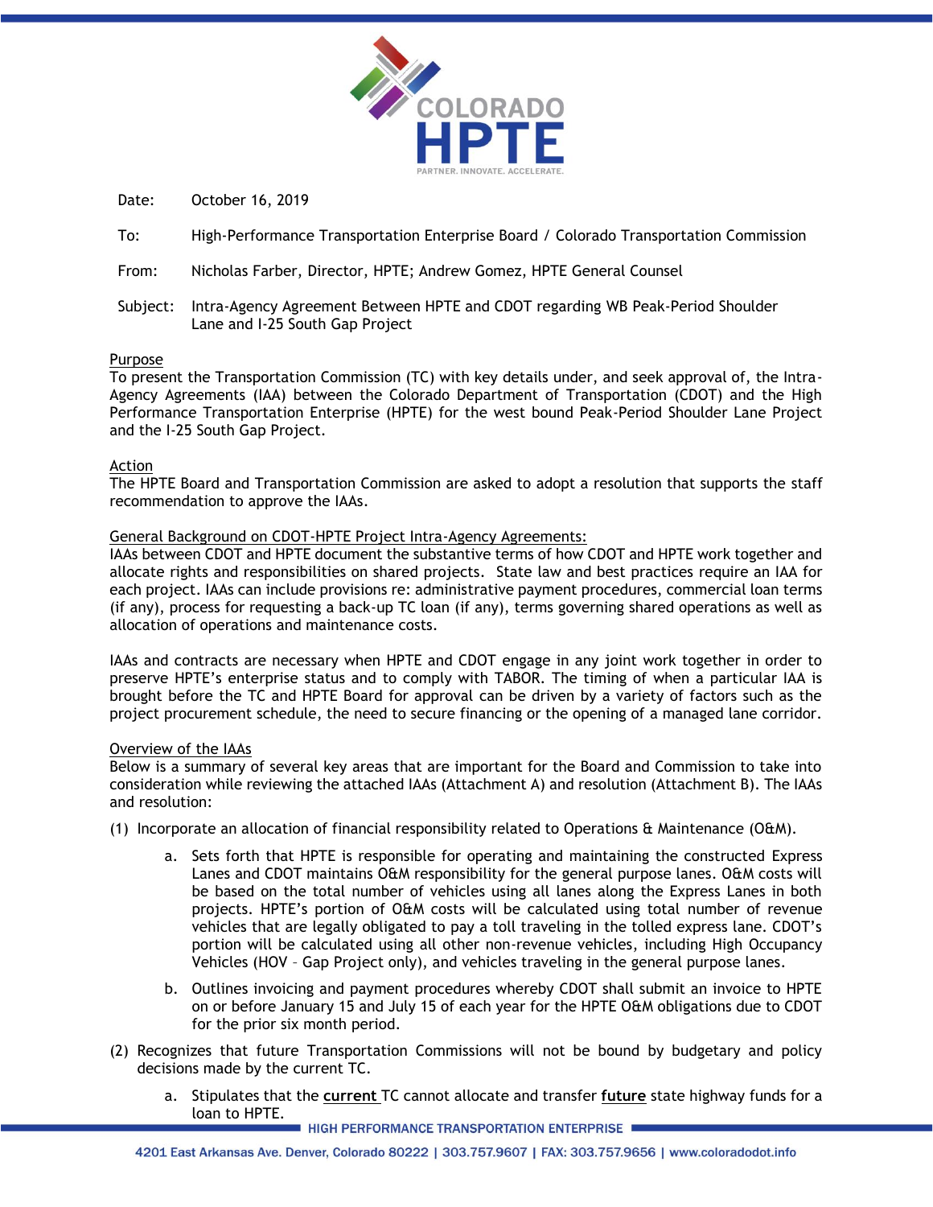Date: October 16, 2019

To: High-Performance Transportation Enterprise Board / Colorado Transportation Commission

From: Nicholas Farber, Director, HPTE; Andrew Gomez, HPTE General Counsel

Subject: Intra-Agency Agreement Between HPTE and CDOT regarding WB Peak-Period Shoulder Lane and I-25 South Gap Project

## Purpose

To present the Transportation Commission (TC) with key details under, and seek approval of, the Intra-Agency Agreements (IAA) between the Colorado Department of Transportation (CDOT) and the High Performance Transportation Enterprise (HPTE) for the west bound Peak-Period Shoulder Lane Project and the I-25 South Gap Project.

## Action

The HPTE Board and Transportation Commission are asked to adopt a resolution that supports the staff recommendation to approve the IAAs.

## General Background on CDOT-HPTE Project Intra-Agency Agreements:

IAAs between CDOT and HPTE document the substantive terms of how CDOT and HPTE work together and allocate rights and responsibilities on shared projects. State law and best practices require an IAA for each project. IAAs can include provisions re: administrative payment procedures, commercial loan terms (if any), process for requesting a back-up TC loan (if any), terms governing shared operations as well as allocation of operations and maintenance costs.

IAAs and contracts are necessary when HPTE and CDOT engage in any joint work together in order to preserve HPTE's enterprise status and to comply with TABOR. The timing of when a particular IAA is brought before the TC and HPTE Board for approval can be driven by a variety of factors such as the project procurement schedule, the need to secure financing or the opening of a managed lane corridor.

## Overview of the IAAs

Below is a summary of several key areas that are important for the Board and Commission to take into consideration while reviewing the attached IAAs (Attachment A) and resolution (Attachment B). The IAAs and resolution:

(1) Incorporate an allocation of financial responsibility related to Operations & Maintenance (O&M).

   a. Sets forth that HPTE is responsible for operating and maintaining the constructed Express Lanes and CDOT maintains O&M responsibility for the general purpose lanes. O&M costs will be based on the total number of vehicles using all lanes along the Express Lanes in both projects. HPTE's portion of O&M costs will be calculated using total number of revenue vehicles that are legally obligated to pay a toll traveling in the tolled express lane. CDOT's portion will be calculated using all other non-revenue vehicles, including High Occupancy Vehicles (HOV – Gap Project only), and vehicles traveling in the general purpose lanes.

   b. Outlines invoicing and payment procedures whereby CDOT shall submit an invoice to HPTE on or before January 15 and July 15 of each year for the HPTE O&M obligations due to CDOT for the prior six month period.

(2) Recognizes that future Transportation Commissions will not be bound by budgetary and policy decisions made by the current TC.

   a. Stipulates that the **current** TC cannot allocate and transfer **future** state highway funds for a loan to HPTE.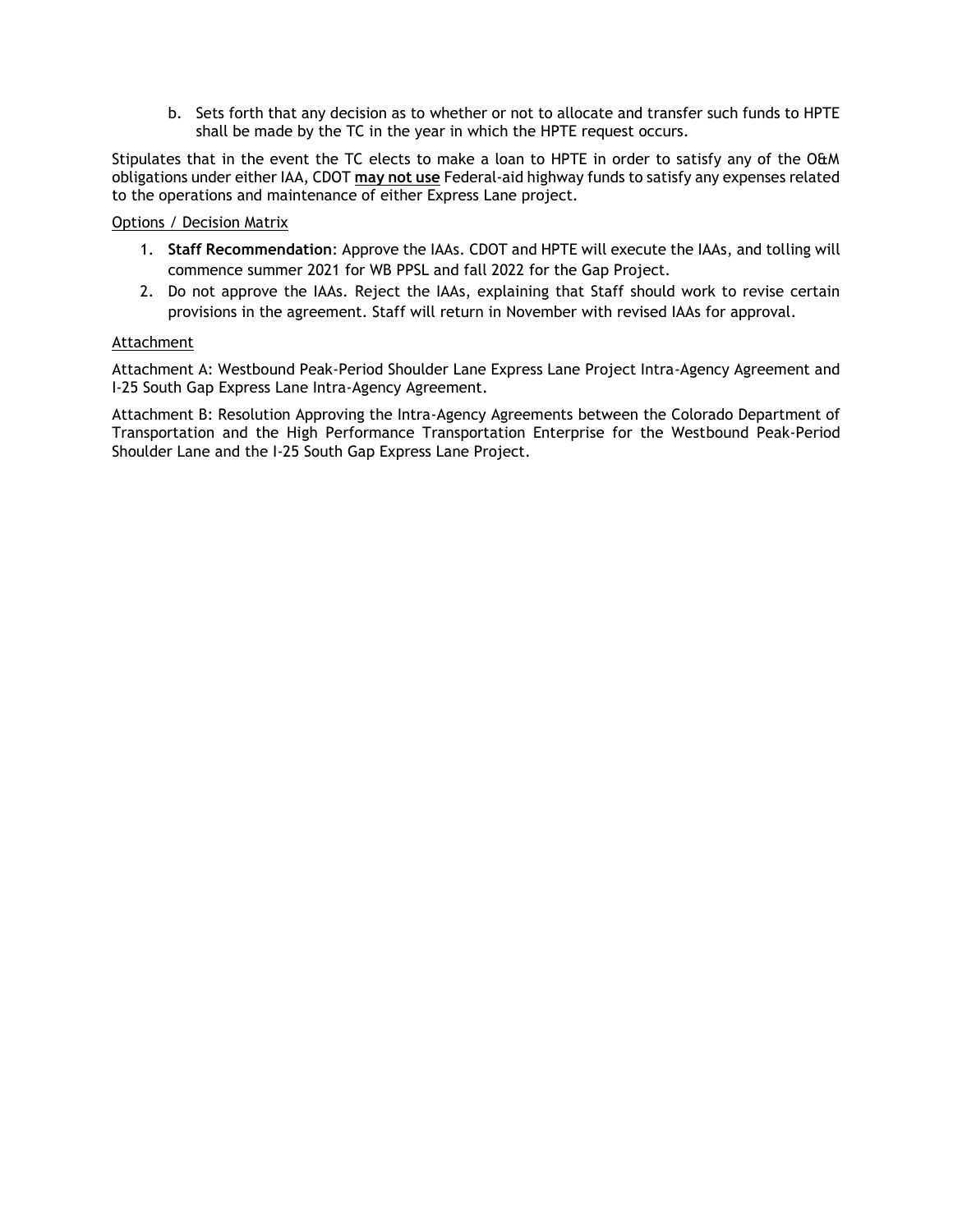b. Sets forth that any decision as to whether or not to allocate and transfer such funds to HPTE shall be made by the TC in the year in which the HPTE request occurs.

Stipulates that in the event the TC elects to make a loan to HPTE in order to satisfy any of the O&M obligations under either IAA, CDOT **may not use** Federal-aid highway funds to satisfy any expenses related to the operations and maintenance of either Express Lane project.

Options / Decision Matrix

1. **Staff Recommendation**: Approve the IAAs. CDOT and HPTE will execute the IAAs, and tolling will commence summer 2021 for WB PPSL and fall 2022 for the Gap Project.
2. Do not approve the IAAs. Reject the IAAs, explaining that Staff should work to revise certain provisions in the agreement. Staff will return in November with revised IAAs for approval.

Attachment

Attachment A: Westbound Peak-Period Shoulder Lane Express Lane Project Intra-Agency Agreement and I-25 South Gap Express Lane Intra-Agency Agreement.

Attachment B: Resolution Approving the Intra-Agency Agreements between the Colorado Department of Transportation and the High Performance Transportation Enterprise for the Westbound Peak-Period Shoulder Lane and the I-25 South Gap Express Lane Project.